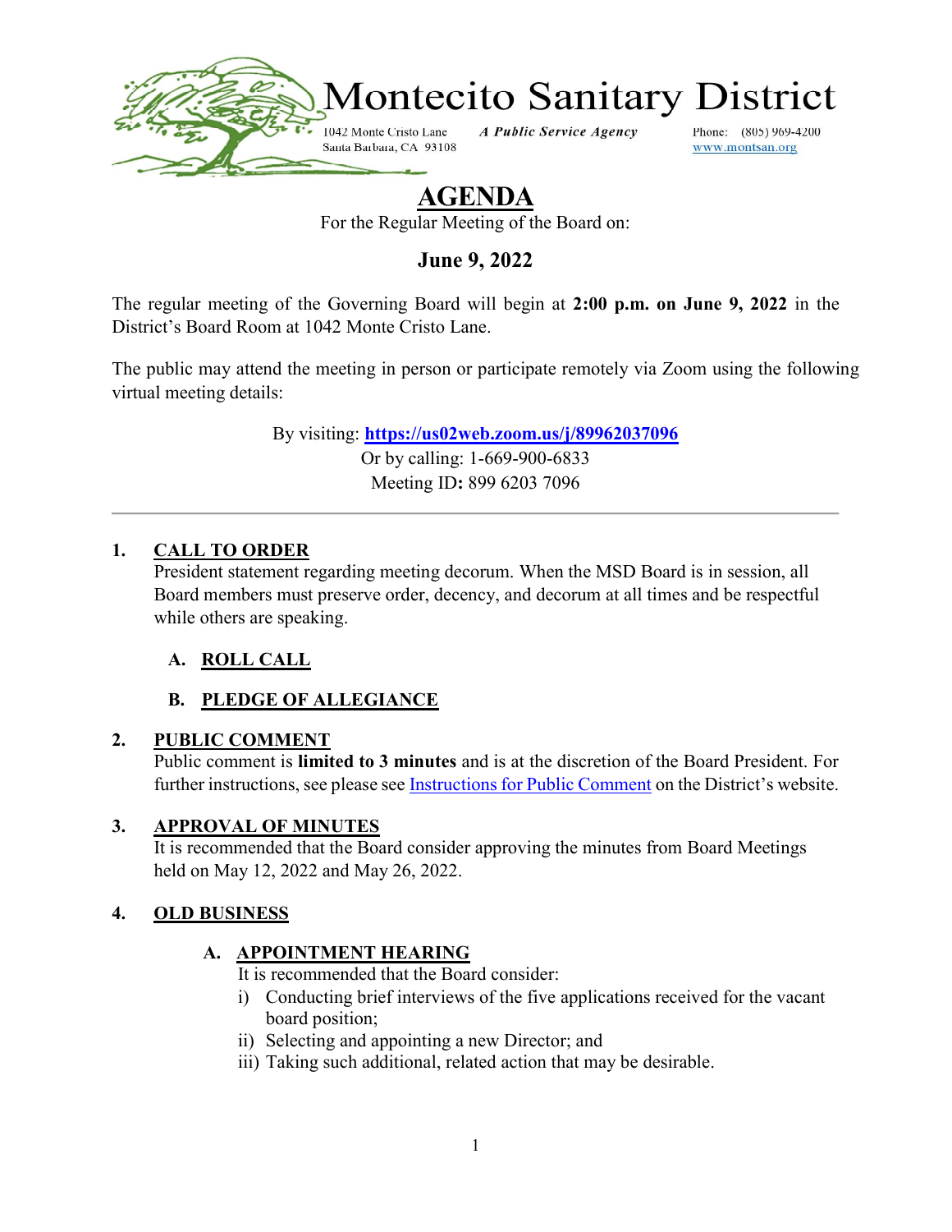# Montecito Sanitary District

1042 Monte Cristo Lane
Santa Barbara, CA 93108

*A Public Service Agency*

Phone: (805) 969-4200
www.montsan.org

# AGENDA

For the Regular Meeting of the Board on:

## June 9, 2022

The regular meeting of the Governing Board will begin at **2:00 p.m. on June 9, 2022** in the District's Board Room at 1042 Monte Cristo Lane.

The public may attend the meeting in person or participate remotely via Zoom using the following virtual meeting details:

By visiting: **https://us02web.zoom.us/j/89962037096**
Or by calling: 1-669-900-6833
Meeting ID**:** 899 6203 7096

---

**1. CALL TO ORDER**

President statement regarding meeting decorum. When the MSD Board is in session, all Board members must preserve order, decency, and decorum at all times and be respectful while others are speaking.

**A. ROLL CALL**

**B. PLEDGE OF ALLEGIANCE**

**2. PUBLIC COMMENT**

Public comment is **limited to 3 minutes** and is at the discretion of the Board President. For further instructions, see please see Instructions for Public Comment on the District's website.

**3. APPROVAL OF MINUTES**

It is recommended that the Board consider approving the minutes from Board Meetings held on May 12, 2022 and May 26, 2022.

**4. OLD BUSINESS**

**A. APPOINTMENT HEARING**

It is recommended that the Board consider:

i) Conducting brief interviews of the five applications received for the vacant board position;
ii) Selecting and appointing a new Director; and
iii) Taking such additional, related action that may be desirable.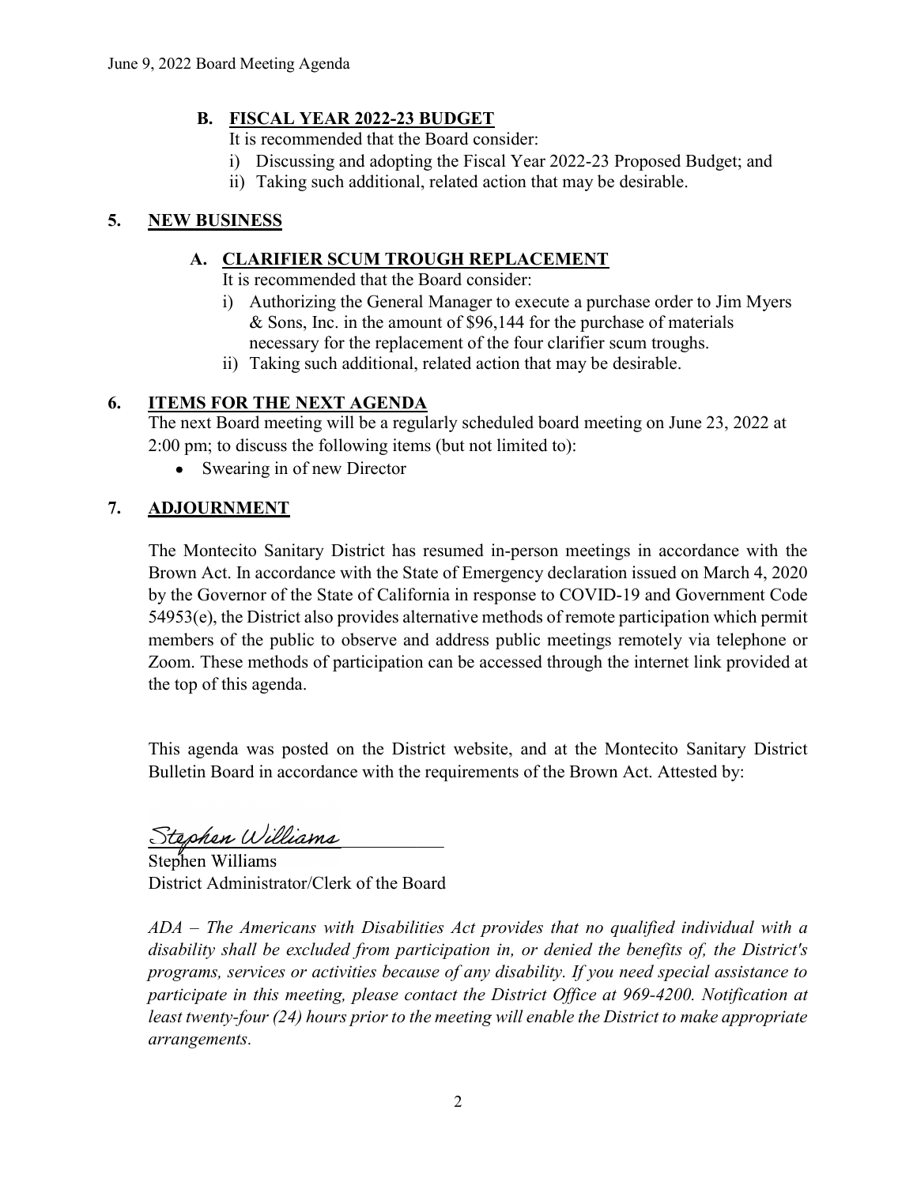### B. FISCAL YEAR 2022-23 BUDGET

It is recommended that the Board consider:

i) Discussing and adopting the Fiscal Year 2022-23 Proposed Budget; and

ii) Taking such additional, related action that may be desirable.

## 5. NEW BUSINESS

### A. CLARIFIER SCUM TROUGH REPLACEMENT

It is recommended that the Board consider:

i) Authorizing the General Manager to execute a purchase order to Jim Myers & Sons, Inc. in the amount of $96,144 for the purchase of materials necessary for the replacement of the four clarifier scum troughs.

ii) Taking such additional, related action that may be desirable.

## 6. ITEMS FOR THE NEXT AGENDA

The next Board meeting will be a regularly scheduled board meeting on June 23, 2022 at 2:00 pm; to discuss the following items (but not limited to):

- Swearing in of new Director

## 7. ADJOURNMENT

The Montecito Sanitary District has resumed in-person meetings in accordance with the Brown Act. In accordance with the State of Emergency declaration issued on March 4, 2020 by the Governor of the State of California in response to COVID-19 and Government Code 54953(e), the District also provides alternative methods of remote participation which permit members of the public to observe and address public meetings remotely via telephone or Zoom. These methods of participation can be accessed through the internet link provided at the top of this agenda.

This agenda was posted on the District website, and at the Montecito Sanitary District Bulletin Board in accordance with the requirements of the Brown Act. Attested by:

*Stephen Williams*

Stephen Williams
District Administrator/Clerk of the Board

*ADA – The Americans with Disabilities Act provides that no qualified individual with a disability shall be excluded from participation in, or denied the benefits of, the District's programs, services or activities because of any disability. If you need special assistance to participate in this meeting, please contact the District Office at 969-4200. Notification at least twenty-four (24) hours prior to the meeting will enable the District to make appropriate arrangements.*